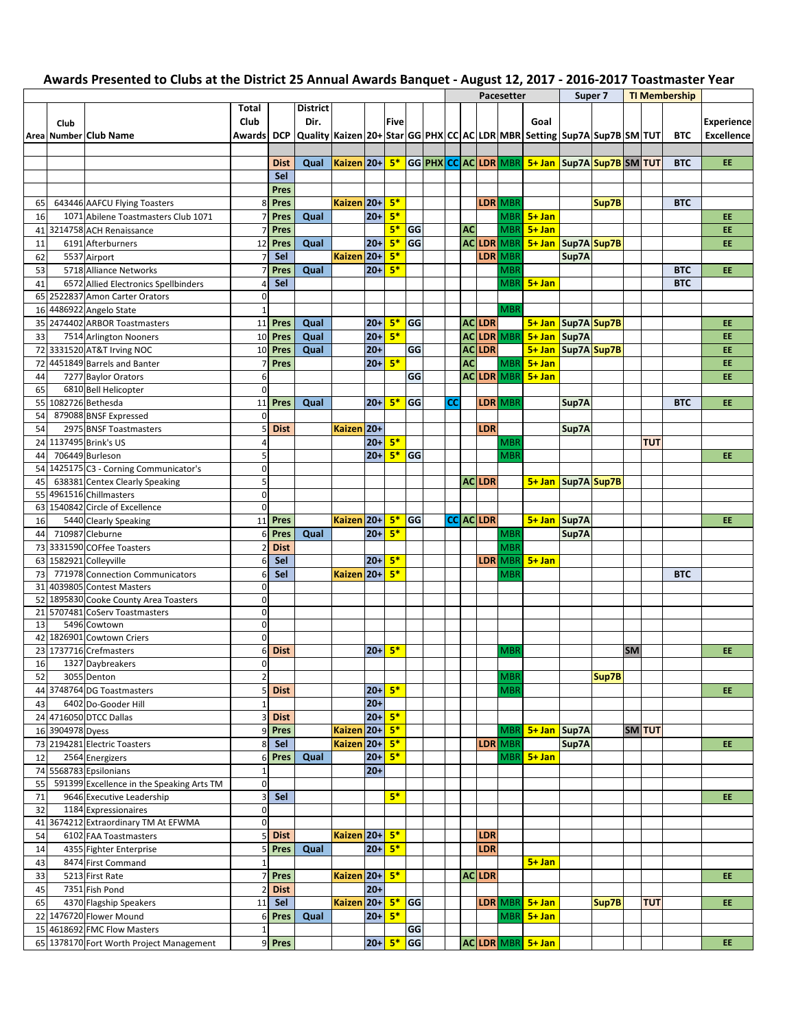# Awards Presented to Clubs at the District 25 Annual Awards Banquet - August 12, 2017 - 2016-2017 Toastmaster Year

| | | | | | | | | | | | | Pacesetter | | | | | Super 7 | | TI Membership | | | |
|---|---|---|---|---|---|---|---|---|---|---|---|---|---|---|---|---|---|---|---|---|---|---|
| Area | Club Number | Club Name | Total Club Awards | DCP | District Dir. Quality | Kaizen | 20+ | Five Star | GG | PHX | CC | AC | LDR | MBR | Goal Setting | Sup7A | Sup7B | SM | TUT | BTC | Experience Excellence |
| | | | | Dist | Qual | Kaizen | 20+ | 5* | GG | PHX | CC | AC | LDR | MBR | 5+ Jan | Sup7A | Sup7B | SM | TUT | BTC | EE |
| | | | | Sel | | | | | | | | | | | | | | | | | |
| | | | | Pres | | | | | | | | | | | | | | | | | |
| 65 | 643446 | AAFCU Flying Toasters | 8 | Pres | | Kaizen | 20+ | 5* | | | | | LDR | MBR | | | Sup7B | | | BTC | |
| 16 | 1071 | Abilene Toastmasters Club 1071 | 7 | Pres | Qual | | 20+ | 5* | | | | | | MBR | 5+ Jan | | | | | | EE |
| 41 | 3214758 | ACH Renaissance | 7 | Pres | | | | 5* | GG | | | AC | | MBR | 5+ Jan | | | | | | EE |
| 11 | 6191 | Afterburners | 12 | Pres | Qual | | 20+ | 5* | GG | | | AC | LDR | MBR | 5+ Jan | Sup7A | Sup7B | | | | EE |
| 62 | 5537 | Airport | 7 | Sel | | Kaizen | 20+ | 5* | | | | | LDR | MBR | | Sup7A | | | | | |
| 53 | 5718 | Alliance Networks | 7 | Pres | Qual | | 20+ | 5* | | | | | | MBR | | | | | | BTC | EE |
| 41 | 6572 | Allied Electronics Spellbinders | 4 | Sel | | | | | | | | | | MBR | 5+ Jan | | | | | BTC | |
| 65 | 2522837 | Amon Carter Orators | 0 | | | | | | | | | | | | | | | | | | |
| 16 | 4486922 | Angelo State | 1 | | | | | | | | | | | MBR | | | | | | | |
| 35 | 2474402 | ARBOR Toastmasters | 11 | Pres | Qual | | 20+ | 5* | GG | | | AC | LDR | | 5+ Jan | Sup7A | Sup7B | | | | EE |
| 33 | 7514 | Arlington Nooners | 10 | Pres | Qual | | 20+ | 5* | | | | AC | LDR | MBR | 5+ Jan | Sup7A | | | | | EE |
| 72 | 3331520 | AT&T Irving NOC | 10 | Pres | Qual | | 20+ | | GG | | | AC | LDR | | 5+ Jan | Sup7A | Sup7B | | | | EE |
| 72 | 4451849 | Barrels and Banter | 7 | Pres | | | 20+ | 5* | | | | AC | | MBR | 5+ Jan | | | | | | EE |
| 44 | 7277 | Baylor Orators | 6 | | | | | | GG | | | AC | LDR | MBR | 5+ Jan | | | | | | EE |
| 65 | 6810 | Bell Helicopter | 0 | | | | | | | | | | | | | | | | | | |
| 55 | 1082726 | Bethesda | 11 | Pres | Qual | | 20+ | 5* | GG | | CC | | LDR | MBR | | Sup7A | | | | BTC | EE |
| 54 | 879088 | BNSF Expressed | 0 | | | | | | | | | | | | | | | | | | |
| 54 | 2975 | BNSF Toastmasters | 5 | Dist | | Kaizen | 20+ | | | | | | LDR | | | Sup7A | | | | | |
| 24 | 1137495 | Brink's US | 4 | | | | 20+ | 5* | | | | | | MBR | | | | | TUT | | |
| 44 | 706449 | Burleson | 5 | | | | 20+ | 5* | GG | | | | | MBR | | | | | | | EE |
| 54 | 1425175 | C3 - Corning Communicator's | 0 | | | | | | | | | | | | | | | | | | |
| 45 | 638381 | Centex Clearly Speaking | 5 | | | | | | | | | AC | LDR | | 5+ Jan | Sup7A | Sup7B | | | | |
| 55 | 4961516 | Chillmasters | 0 | | | | | | | | | | | | | | | | | | |
| 63 | 1540842 | Circle of Excellence | 0 | | | | | | | | | | | | | | | | | | |
| 16 | 5440 | Clearly Speaking | 11 | Pres | | Kaizen | 20+ | 5* | GG | | CC | AC | LDR | | 5+ Jan | Sup7A | | | | | EE |
| 44 | 710987 | Cleburne | 6 | Pres | Qual | | 20+ | 5* | | | | | | MBR | | Sup7A | | | | | |
| 73 | 3331590 | COFfee Toasters | 2 | Dist | | | | | | | | | | MBR | | | | | | | |
| 63 | 1582921 | Colleyville | 6 | Sel | | | 20+ | 5* | | | | | LDR | MBR | 5+ Jan | | | | | | |
| 73 | 771978 | Connection Communicators | 6 | Sel | | Kaizen | 20+ | 5* | | | | | | MBR | | | | | | BTC | |
| 31 | 4039805 | Contest Masters | 0 | | | | | | | | | | | | | | | | | | |
| 52 | 1895830 | Cooke County Area Toasters | 0 | | | | | | | | | | | | | | | | | | |
| 21 | 5707481 | CoServ Toastmasters | 0 | | | | | | | | | | | | | | | | | | |
| 13 | 5496 | Cowtown | 0 | | | | | | | | | | | | | | | | | | |
| 42 | 1826901 | Cowtown Criers | 0 | | | | | | | | | | | | | | | | | | |
| 23 | 1737716 | Crefmasters | 6 | Dist | | | 20+ | 5* | | | | | | MBR | | | | SM | | | EE |
| 16 | 1327 | Daybreakers | 0 | | | | | | | | | | | | | | | | | | |
| 52 | 3055 | Denton | 2 | | | | | | | | | | | MBR | | | Sup7B | | | | |
| 44 | 3748764 | DG Toastmasters | 5 | Dist | | | 20+ | 5* | | | | | | MBR | | | | | | | EE |
| 43 | 6402 | Do-Gooder Hill | 1 | | | | 20+ | | | | | | | | | | | | | | |
| 24 | 4716050 | DTCC Dallas | 3 | Dist | | | 20+ | 5* | | | | | | | | | | | | | |
| 16 | 3904978 | Dyess | 9 | Pres | | Kaizen | 20+ | 5* | | | | | | MBR | 5+ Jan | Sup7A | | SM | TUT | | |
| 73 | 2194281 | Electric Toasters | 8 | Sel | | Kaizen | 20+ | 5* | | | | | LDR | MBR | | Sup7A | | | | | EE |
| 12 | 2564 | Energizers | 6 | Pres | Qual | | 20+ | 5* | | | | | | MBR | 5+ Jan | | | | | | |
| 74 | 5568783 | Epsilonians | 1 | | | | 20+ | | | | | | | | | | | | | | |
| 55 | 591399 | Excellence in the Speaking Arts TM | 0 | | | | | | | | | | | | | | | | | | |
| 71 | 9646 | Executive Leadership | 3 | Sel | | | | 5* | | | | | | | | | | | | | EE |
| 32 | 1184 | Expressionaires | 0 | | | | | | | | | | | | | | | | | | |
| 41 | 3674212 | Extraordinary TM At EFWMA | 0 | | | | | | | | | | | | | | | | | | |
| 54 | 6102 | FAA Toastmasters | 5 | Dist | | Kaizen | 20+ | 5* | | | | | LDR | | | | | | | | |
| 14 | 4355 | Fighter Enterprise | 5 | Pres | Qual | | 20+ | 5* | | | | | LDR | | | | | | | | |
| 43 | 8474 | First Command | 1 | | | | | | | | | | | | 5+ Jan | | | | | | |
| 33 | 5213 | First Rate | 7 | Pres | | Kaizen | 20+ | 5* | | | | AC | LDR | | | | | | | | EE |
| 45 | 7351 | Fish Pond | 2 | Dist | | | 20+ | | | | | | | | | | | | | | |
| 65 | 4370 | Flagship Speakers | 11 | Sel | | Kaizen | 20+ | 5* | GG | | | | LDR | MBR | 5+ Jan | | Sup7B | | TUT | | EE |
| 22 | 1476720 | Flower Mound | 6 | Pres | Qual | | 20+ | 5* | | | | | | MBR | 5+ Jan | | | | | | |
| 15 | 4618692 | FMC Flow Masters | 1 | | | | | | GG | | | | | | | | | | | | |
| 65 | 1378170 | Fort Worth Project Management | 9 | Pres | | | 20+ | 5* | GG | | | AC | LDR | MBR | 5+ Jan | | | | | | EE |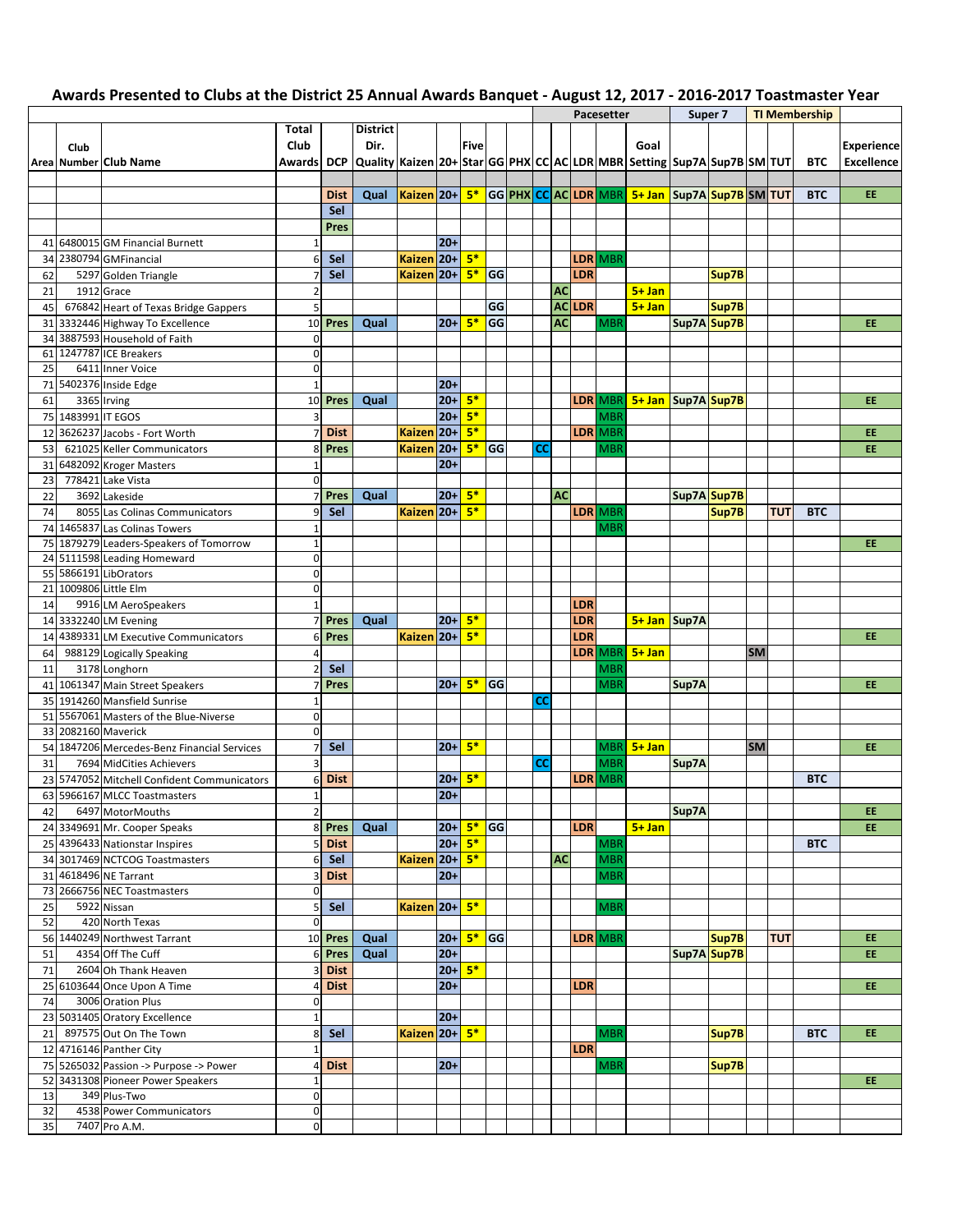# Awards Presented to Clubs at the District 25 Annual Awards Banquet - August 12, 2017 - 2016-2017 Toastmaster Year

| | | | | | | | | | | | Pacesetter | | | | | Super 7 | | TI Membership | | | |
|---|---|---|---|---|---|---|---|---|---|---|---|---|---|---|---|---|---|---|---|---|---|
| Area | Club Number | Club Name | Total Club Awards | DCP | District Dir. Quality | Kaizen | 20+ | Five Star | GG | PHX | CC | AC | LDR | MBR | Goal Setting | Sup7A | Sup7B | SM | TUT | BTC | Experience Excellence |
| | | | | Dist | Qual | Kaizen | 20+ | 5* | GG | PHX | CC | AC | LDR | MBR | 5+ Jan | Sup7A | Sup7B | SM | TUT | BTC | EE |
| | | | | Sel | | | | | | | | | | | | | | | | | |
| | | | | Pres | | | | | | | | | | | | | | | | | |
| 41 | 6480015 | GM Financial Burnett | 1 | | | | 20+ | | | | | | | | | | | | | | |
| 34 | 2380794 | GMFinancial | 6 | Sel | | Kaizen | 20+ | 5* | | | | | LDR | MBR | | | | | | | |
| 62 | 5297 | Golden Triangle | 7 | Sel | | Kaizen | 20+ | 5* | GG | | | | LDR | | | | Sup7B | | | | |
| 21 | 1912 | Grace | 2 | | | | | | | | | AC | | | 5+ Jan | | | | | | |
| 45 | 676842 | Heart of Texas Bridge Gappers | 5 | | | | | | GG | | | AC | LDR | | 5+ Jan | | Sup7B | | | | |
| 31 | 3332446 | Highway To Excellence | 10 | Pres | Qual | | 20+ | 5* | GG | | | AC | | MBR | | Sup7A | Sup7B | | | | EE |
| 34 | 3887593 | Household of Faith | 0 | | | | | | | | | | | | | | | | | | |
| 61 | 1247787 | ICE Breakers | 0 | | | | | | | | | | | | | | | | | | |
| 25 | 6411 | Inner Voice | 0 | | | | | | | | | | | | | | | | | | |
| 71 | 5402376 | Inside Edge | 1 | | | | 20+ | | | | | | | | | | | | | | |
| 61 | 3365 | Irving | 10 | Pres | Qual | | 20+ | 5* | | | | | LDR | MBR | 5+ Jan | Sup7A | Sup7B | | | | EE |
| 75 | 1483991 | IT EGOS | 3 | | | | 20+ | 5* | | | | | | MBR | | | | | | | |
| 12 | 3626237 | Jacobs - Fort Worth | 7 | Dist | | Kaizen | 20+ | 5* | | | | | LDR | MBR | | | | | | | EE |
| 53 | 621025 | Keller Communicators | 8 | Pres | | Kaizen | 20+ | 5* | GG | | CC | | | MBR | | | | | | | EE |
| 31 | 6482092 | Kroger Masters | 1 | | | | 20+ | | | | | | | | | | | | | | |
| 23 | 778421 | Lake Vista | 0 | | | | | | | | | | | | | | | | | | |
| 22 | 3692 | Lakeside | 7 | Pres | Qual | | 20+ | 5* | | | | AC | | | | Sup7A | Sup7B | | | | |
| 74 | 8055 | Las Colinas Communicators | 9 | Sel | | Kaizen | 20+ | 5* | | | | | LDR | MBR | | | Sup7B | | TUT | BTC | |
| 74 | 1465837 | Las Colinas Towers | 1 | | | | | | | | | | | MBR | | | | | | | |
| 75 | 1879279 | Leaders-Speakers of Tomorrow | 1 | | | | | | | | | | | | | | | | | | EE |
| 24 | 5111598 | Leading Homeward | 0 | | | | | | | | | | | | | | | | | | |
| 55 | 5866191 | LibOrators | 0 | | | | | | | | | | | | | | | | | | |
| 21 | 1009806 | Little Elm | 0 | | | | | | | | | | | | | | | | | | |
| 14 | 9916 | LM AeroSpeakers | 1 | | | | | | | | | | LDR | | | | | | | | |
| 14 | 3332240 | LM Evening | 7 | Pres | Qual | | 20+ | 5* | | | | | LDR | | 5+ Jan | Sup7A | | | | | |
| 14 | 4389331 | LM Executive Communicators | 6 | Pres | | Kaizen | 20+ | 5* | | | | | LDR | | | | | | | | EE |
| 64 | 988129 | Logically Speaking | 4 | | | | | | | | | | LDR | MBR | 5+ Jan | | | SM | | | |
| 11 | 3178 | Longhorn | 2 | Sel | | | | | | | | | | MBR | | | | | | | |
| 41 | 1061347 | Main Street Speakers | 7 | Pres | | | 20+ | 5* | GG | | | | | MBR | | Sup7A | | | | | EE |
| 35 | 1914260 | Mansfield Sunrise | 1 | | | | | | | | CC | | | | | | | | | | |
| 51 | 5567061 | Masters of the Blue-Niverse | 0 | | | | | | | | | | | | | | | | | | |
| 33 | 2082160 | Maverick | 0 | | | | | | | | | | | | | | | | | | |
| 54 | 1847206 | Mercedes-Benz Financial Services | 7 | Sel | | | 20+ | 5* | | | | | | MBR | 5+ Jan | | | SM | | | EE |
| 31 | 7694 | MidCities Achievers | 3 | | | | | | | | CC | | | MBR | | Sup7A | | | | | |
| 23 | 5747052 | Mitchell Confident Communicators | 6 | Dist | | | 20+ | 5* | | | | | LDR | MBR | | | | | | BTC | |
| 63 | 5966167 | MLCC Toastmasters | 1 | | | | 20+ | | | | | | | | | | | | | | |
| 42 | 6497 | MotorMouths | 2 | | | | | | | | | | | | | Sup7A | | | | | EE |
| 24 | 3349691 | Mr. Cooper Speaks | 8 | Pres | Qual | | 20+ | 5* | GG | | | | LDR | | 5+ Jan | | | | | | EE |
| 25 | 4396433 | Nationstar Inspires | 5 | Dist | | | 20+ | 5* | | | | | | MBR | | | | | | BTC | |
| 34 | 3017469 | NCTCOG Toastmasters | 6 | Sel | | Kaizen | 20+ | 5* | | | | AC | | MBR | | | | | | | |
| 31 | 4618496 | NE Tarrant | 3 | Dist | | | 20+ | | | | | | | MBR | | | | | | | |
| 73 | 2666756 | NEC Toastmasters | 0 | | | | | | | | | | | | | | | | | | |
| 25 | 5922 | Nissan | 5 | Sel | | Kaizen | 20+ | 5* | | | | | | MBR | | | | | | | |
| 52 | 420 | North Texas | 0 | | | | | | | | | | | | | | | | | | |
| 56 | 1440249 | Northwest Tarrant | 10 | Pres | Qual | | 20+ | 5* | GG | | | | LDR | MBR | | | Sup7B | | TUT | | EE |
| 51 | 4354 | Off The Cuff | 6 | Pres | Qual | | 20+ | | | | | | | | | Sup7A | Sup7B | | | | EE |
| 71 | 2604 | Oh Thank Heaven | 3 | Dist | | | 20+ | 5* | | | | | | | | | | | | | |
| 25 | 6103644 | Once Upon A Time | 4 | Dist | | | 20+ | | | | | | LDR | | | | | | | | EE |
| 74 | 3006 | Oration Plus | 0 | | | | | | | | | | | | | | | | | | |
| 23 | 5031405 | Oratory Excellence | 1 | | | | 20+ | | | | | | | | | | | | | | |
| 21 | 897575 | Out On The Town | 8 | Sel | | Kaizen | 20+ | 5* | | | | | | MBR | | | Sup7B | | | BTC | EE |
| 12 | 4716146 | Panther City | 1 | | | | | | | | | | LDR | | | | | | | | |
| 75 | 5265032 | Passion -> Purpose -> Power | 4 | Dist | | | 20+ | | | | | | | MBR | | | Sup7B | | | | |
| 52 | 3431308 | Pioneer Power Speakers | 1 | | | | | | | | | | | | | | | | | | EE |
| 13 | 349 | Plus-Two | 0 | | | | | | | | | | | | | | | | | | |
| 32 | 4538 | Power Communicators | 0 | | | | | | | | | | | | | | | | | | |
| 35 | 7407 | Pro A.M. | 0 | | | | | | | | | | | | | | | | | | |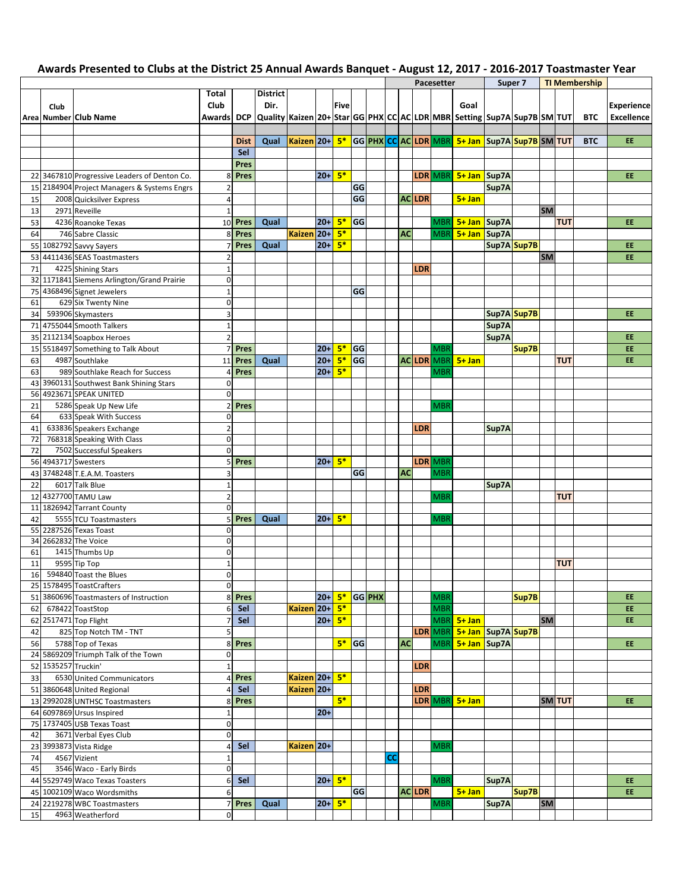# Awards Presented to Clubs at the District 25 Annual Awards Banquet - August 12, 2017 - 2016-2017 Toastmaster Year

| | | | | | | | | | | | Pacesetter | | | | | Super 7 | | TI Membership | | | |
|---|---|---|---|---|---|---|---|---|---|---|---|---|---|---|---|---|---|---|---|---|---|
| Area | Club Number | Club Name | Total Club Awards | DCP | District Dir. Quality | Kaizen | 20+ | Five Star | GG | PHX | CC | AC | LDR | MBR | Goal Setting | Sup7A | Sup7B | SM | TUT | BTC | Experience Excellence |
| | | | | Dist | Qual | Kaizen | 20+ | 5* | GG | PHX | CC | AC | LDR | MBR | 5+ Jan | Sup7A | Sup7B | SM | TUT | BTC | EE |
| | | | | Sel | | | | | | | | | | | | | | | | | |
| | | | | Pres | | | | | | | | | | | | | | | | | |
| 22 | 3467810 | Progressive Leaders of Denton Co. | 8 | Pres | | | 20+ | 5* | | | | | LDR | MBR | 5+ Jan | Sup7A | | | | | EE |
| 15 | 2184904 | Project Managers & Systems Engrs | 2 | | | | | | GG | | | | | | | Sup7A | | | | | |
| 15 | 2008 | Quicksilver Express | 4 | | | | | | GG | | | AC | LDR | | 5+ Jan | | | | | | |
| 13 | 2971 | Reveille | 1 | | | | | | | | | | | | | | | SM | | | |
| 53 | 4236 | Roanoke Texas | 10 | Pres | Qual | | 20+ | 5* | GG | | | | | MBR | 5+ Jan | Sup7A | | | TUT | | EE |
| 64 | 746 | Sabre Classic | 8 | Pres | | Kaizen | 20+ | 5* | | | | AC | | MBR | 5+ Jan | Sup7A | | | | | |
| 55 | 1082792 | Savvy Sayers | 7 | Pres | Qual | | 20+ | 5* | | | | | | | | Sup7A | Sup7B | | | | EE |
| 53 | 4411436 | SEAS Toastmasters | 2 | | | | | | | | | | | | | | | SM | | | EE |
| 71 | 4225 | Shining Stars | 1 | | | | | | | | | | LDR | | | | | | | | |
| 32 | 1171841 | Siemens Arlington/Grand Prairie | 0 | | | | | | | | | | | | | | | | | | |
| 75 | 4368496 | Signet Jewelers | 1 | | | | | | GG | | | | | | | | | | | | |
| 61 | 629 | Six Twenty Nine | 0 | | | | | | | | | | | | | | | | | | |
| 34 | 593906 | Skymasters | 3 | | | | | | | | | | | | | Sup7A | Sup7B | | | | EE |
| 71 | 4755044 | Smooth Talkers | 1 | | | | | | | | | | | | | Sup7A | | | | | |
| 35 | 2112134 | Soapbox Heroes | 2 | | | | | | | | | | | | | Sup7A | | | | | EE |
| 15 | 5518497 | Something to Talk About | 7 | Pres | | | 20+ | 5* | GG | | | | | MBR | | | Sup7B | | | | EE |
| 63 | 4987 | Southlake | 11 | Pres | Qual | | 20+ | 5* | GG | | | AC | LDR | MBR | 5+ Jan | | | | TUT | | EE |
| 63 | 989 | Southlake Reach for Success | 4 | Pres | | | 20+ | 5* | | | | | | MBR | | | | | | | |
| 43 | 3960131 | Southwest Bank Shining Stars | 0 | | | | | | | | | | | | | | | | | | |
| 56 | 4923671 | SPEAK UNITED | 0 | | | | | | | | | | | | | | | | | | |
| 21 | 5286 | Speak Up New Life | 2 | Pres | | | | | | | | | | MBR | | | | | | | |
| 64 | 633 | Speak With Success | 0 | | | | | | | | | | | | | | | | | | |
| 41 | 633836 | Speakers Exchange | 2 | | | | | | | | | | LDR | | | Sup7A | | | | | |
| 72 | 768318 | Speaking With Class | 0 | | | | | | | | | | | | | | | | | | |
| 72 | 7502 | Successful Speakers | 0 | | | | | | | | | | | | | | | | | | |
| 56 | 4943717 | Swesters | 5 | Pres | | | 20+ | 5* | | | | | LDR | MBR | | | | | | | |
| 43 | 3748248 | T.E.A.M. Toasters | 3 | | | | | | GG | | | AC | | MBR | | | | | | | |
| 22 | 6017 | Talk Blue | 1 | | | | | | | | | | | | | Sup7A | | | | | |
| 12 | 4327700 | TAMU Law | 2 | | | | | | | | | | | MBR | | | | | TUT | | |
| 11 | 1826942 | Tarrant County | 0 | | | | | | | | | | | | | | | | | | |
| 42 | 5555 | TCU Toastmasters | 5 | Pres | Qual | | 20+ | 5* | | | | | | MBR | | | | | | | |
| 55 | 2287526 | Texas Toast | 0 | | | | | | | | | | | | | | | | | | |
| 34 | 2662832 | The Voice | 0 | | | | | | | | | | | | | | | | | | |
| 61 | 1415 | Thumbs Up | 0 | | | | | | | | | | | | | | | | | | |
| 11 | 9595 | Tip Top | 1 | | | | | | | | | | | | | | | | TUT | | |
| 16 | 594840 | Toast the Blues | 0 | | | | | | | | | | | | | | | | | | |
| 25 | 1578495 | ToastCrafters | 0 | | | | | | | | | | | | | | | | | | |
| 51 | 3860696 | Toastmasters of Instruction | 8 | Pres | | | 20+ | 5* | GG | PHX | | | | MBR | | | Sup7B | | | | EE |
| 62 | 678422 | ToastStop | 6 | Sel | | Kaizen | 20+ | 5* | | | | | | MBR | | | | | | | EE |
| 62 | 2517471 | Top Flight | 7 | Sel | | | 20+ | 5* | | | | | | MBR | 5+ Jan | | | SM | | | EE |
| 42 | 825 | Top Notch TM - TNT | 5 | | | | | | | | | | LDR | MBR | 5+ Jan | Sup7A | Sup7B | | | | |
| 56 | 5788 | Top of Texas | 8 | Pres | | | | 5* | GG | | | AC | | MBR | 5+ Jan | Sup7A | | | | | EE |
| 24 | 5869209 | Triumph Talk of the Town | 0 | | | | | | | | | | | | | | | | | | |
| 52 | 1535257 | Truckin' | 1 | | | | | | | | | | LDR | | | | | | | | |
| 33 | 6530 | United Communicators | 4 | Pres | | Kaizen | 20+ | 5* | | | | | | | | | | | | | |
| 51 | 3860648 | United Regional | 4 | Sel | | Kaizen | 20+ | | | | | | LDR | | | | | | | | |
| 13 | 2992028 | UNTHSC Toastmasters | 8 | Pres | | | | 5* | | | | | LDR | MBR | 5+ Jan | | | SM | TUT | | EE |
| 64 | 6097869 | Ursus Inspired | 1 | | | | 20+ | | | | | | | | | | | | | | |
| 75 | 1737405 | USB Texas Toast | 0 | | | | | | | | | | | | | | | | | | |
| 42 | 3671 | Verbal Eyes Club | 0 | | | | | | | | | | | | | | | | | | |
| 23 | 3993873 | Vista Ridge | 4 | Sel | | Kaizen | 20+ | | | | | | | MBR | | | | | | | |
| 74 | 4567 | Vizient | 1 | | | | | | | | CC | | | | | | | | | | |
| 45 | 3546 | Waco - Early Birds | 0 | | | | | | | | | | | | | | | | | | |
| 44 | 5529749 | Waco Texas Toasters | 6 | Sel | | | 20+ | 5* | | | | | | MBR | | Sup7A | | | | | EE |
| 45 | 1002109 | Waco Wordsmiths | 6 | | | | | | GG | | | AC | LDR | | 5+ Jan | | Sup7B | | | | EE |
| 24 | 2219278 | WBC Toastmasters | 7 | Pres | Qual | | 20+ | 5* | | | | | | MBR | | Sup7A | | SM | | | |
| 15 | 4963 | Weatherford | 0 | | | | | | | | | | | | | | | | | | |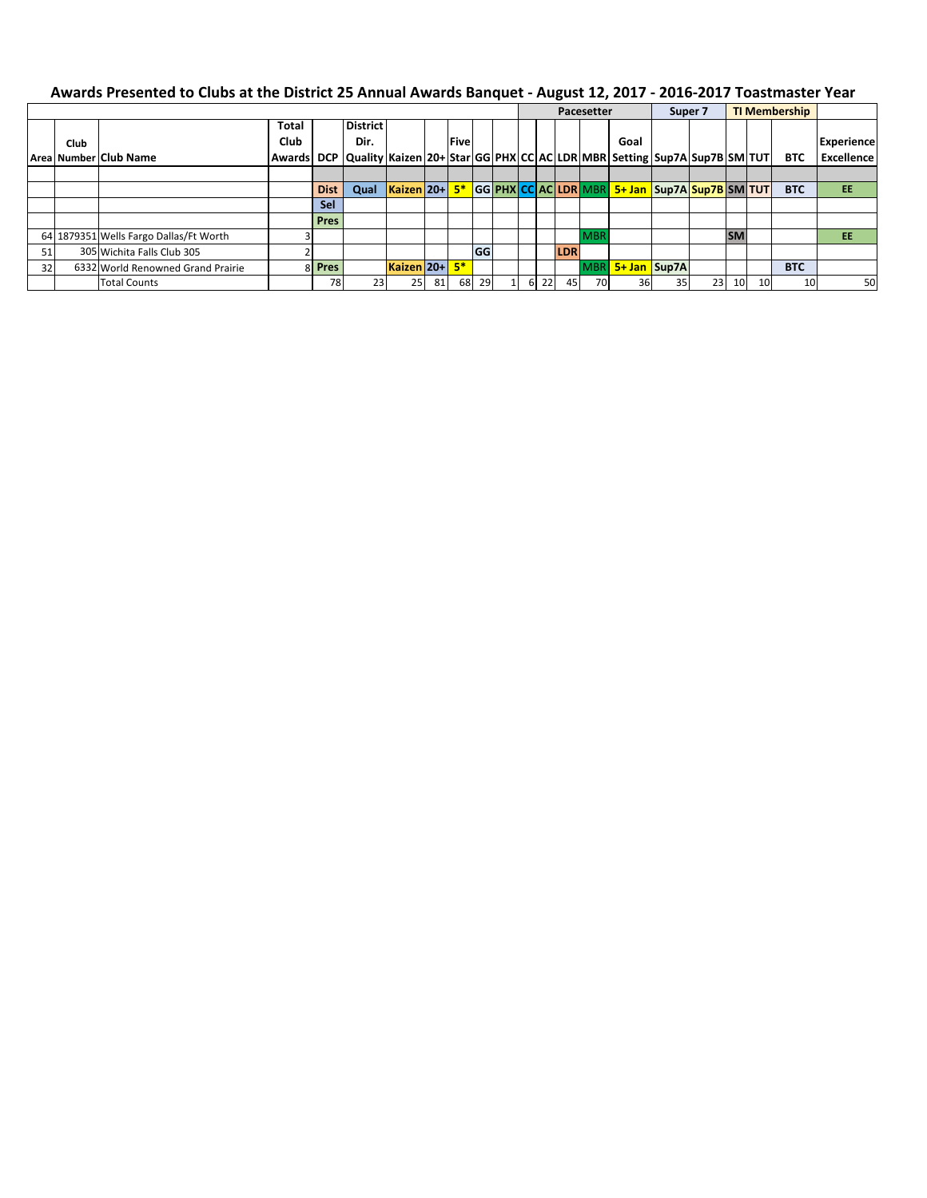## Awards Presented to Clubs at the District 25 Annual Awards Banquet - August 12, 2017 - 2016-2017 Toastmaster Year

| | | | | | | | | | | | | | | Pacesetter | | | | Super 7 | | TI Membership | | | |
|---|---|---|---|---|---|---|---|---|---|---|---|---|---|---|---|---|---|---|---|---|---|---|---|
| Area | Club Number | Club Name | Total Club Awards | DCP | District Dir. Quality | Kaizen | 20+ | Five Star | GG | PHX | CC | AC | LDR | MBR | Goal Setting | Sup7A | Sup7B | SM | TUT | BTC | Experience Excellence |
| | | | | | | | | | | | | | | | | | | | | | |
| | | | | Dist | Qual | Kaizen | 20+ | 5* | GG | PHX | CC | AC | LDR | MBR | 5+ Jan | Sup7A | Sup7B | SM | TUT | BTC | EE |
| | | | | Sel | | | | | | | | | | | | | | | | | |
| | | | | Pres | | | | | | | | | | | | | | | | | |
| 64 | 1879351 | Wells Fargo Dallas/Ft Worth | 3 | | | | | | | | | | | MBR | | | | SM | | | EE |
| 51 | 305 | Wichita Falls Club 305 | 2 | | | | | | GG | | | | LDR | | | | | | | | |
| 32 | 6332 | World Renowned Grand Prairie | 8 | Pres | | Kaizen | 20+ | 5* | | | | | | MBR | 5+ Jan | Sup7A | | | | BTC | |
| | | Total Counts | | 78 | 23 | 25 | 81 | 68 | 29 | 1 | 6 | 22 | 45 | 70 | 36 | 35 | 23 | 10 | 10 | 10 | 50 |